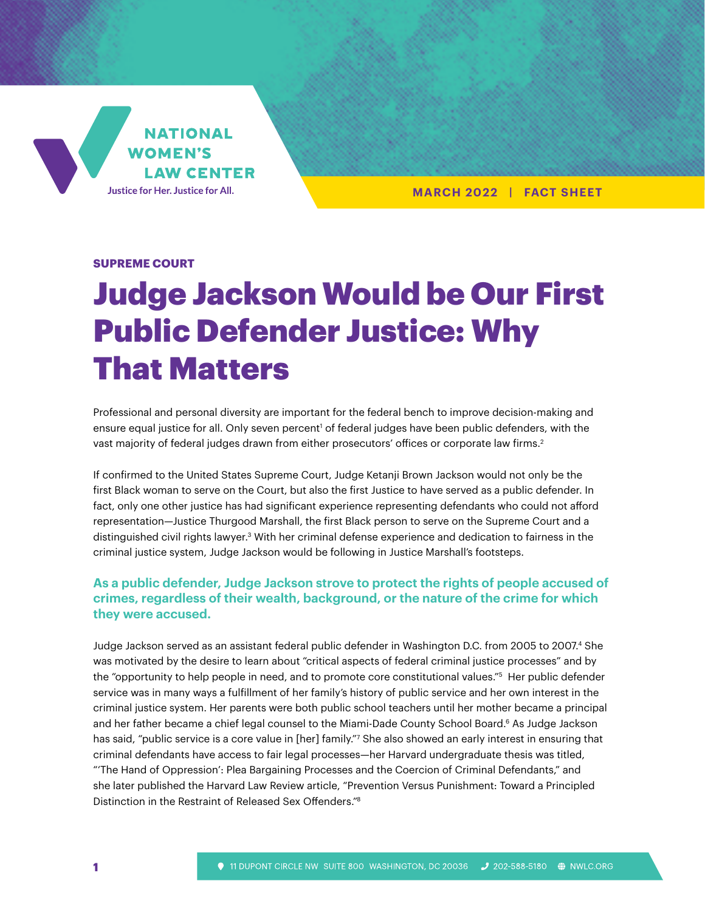NATIONAL WOMEN'S LAW CENTER

Justice for Her. Justice for All.

MARCH 2022 | FACT SHEET

**SUPREME COURT**

# Judge Jackson Would be Our First Public Defender Justice: Why That Matters

Professional and personal diversity are important for the federal bench to improve decision-making and ensure equal justice for all. Only seven percent[1] of federal judges have been public defenders, with the vast majority of federal judges drawn from either prosecutors' offices or corporate law firms.[2]

If confirmed to the United States Supreme Court, Judge Ketanji Brown Jackson would not only be the first Black woman to serve on the Court, but also the first Justice to have served as a public defender. In fact, only one other justice has had significant experience representing defendants who could not afford representation—Justice Thurgood Marshall, the first Black person to serve on the Supreme Court and a distinguished civil rights lawyer.[3] With her criminal defense experience and dedication to fairness in the criminal justice system, Judge Jackson would be following in Justice Marshall's footsteps.

## As a public defender, Judge Jackson strove to protect the rights of people accused of crimes, regardless of their wealth, background, or the nature of the crime for which they were accused.

Judge Jackson served as an assistant federal public defender in Washington D.C. from 2005 to 2007.[4] She was motivated by the desire to learn about "critical aspects of federal criminal justice processes" and by the "opportunity to help people in need, and to promote core constitutional values."[5] Her public defender service was in many ways a fulfillment of her family's history of public service and her own interest in the criminal justice system. Her parents were both public school teachers until her mother became a principal and her father became a chief legal counsel to the Miami-Dade County School Board.[6] As Judge Jackson has said, "public service is a core value in [her] family."[7] She also showed an early interest in ensuring that criminal defendants have access to fair legal processes—her Harvard undergraduate thesis was titled, "'The Hand of Oppression': Plea Bargaining Processes and the Coercion of Criminal Defendants," and she later published the Harvard Law Review article, "Prevention Versus Punishment: Toward a Principled Distinction in the Restraint of Released Sex Offenders."[8]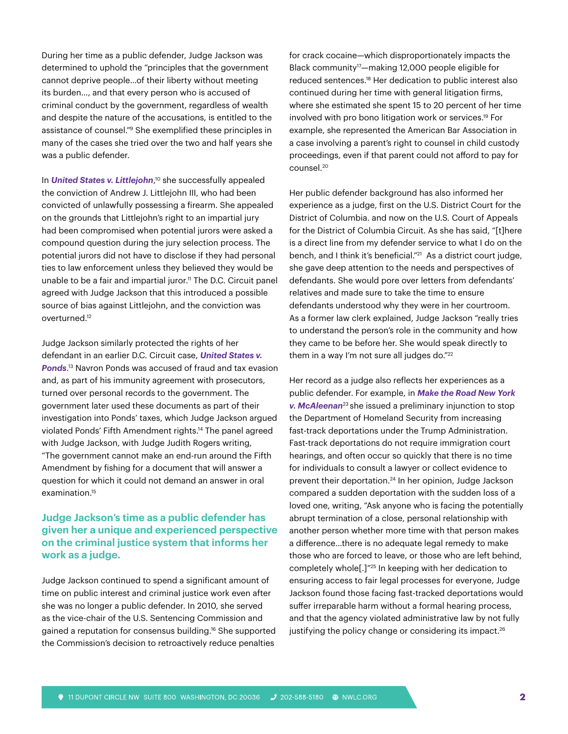During her time as a public defender, Judge Jackson was determined to uphold the "principles that the government cannot deprive people…of their liberty without meeting its burden…, and that every person who is accused of criminal conduct by the government, regardless of wealth and despite the nature of the accusations, is entitled to the assistance of counsel."[9] She exemplified these principles in many of the cases she tried over the two and half years she was a public defender.

In ***United States v. Littlejohn***,[10] she successfully appealed the conviction of Andrew J. Littlejohn III, who had been convicted of unlawfully possessing a firearm. She appealed on the grounds that Littlejohn's right to an impartial jury had been compromised when potential jurors were asked a compound question during the jury selection process. The potential jurors did not have to disclose if they had personal ties to law enforcement unless they believed they would be unable to be a fair and impartial juror.[11] The D.C. Circuit panel agreed with Judge Jackson that this introduced a possible source of bias against Littlejohn, and the conviction was overturned.[12]

Judge Jackson similarly protected the rights of her defendant in an earlier D.C. Circuit case, ***United States v. Ponds***.[13] Navron Ponds was accused of fraud and tax evasion and, as part of his immunity agreement with prosecutors, turned over personal records to the government. The government later used these documents as part of their investigation into Ponds' taxes, which Judge Jackson argued violated Ponds' Fifth Amendment rights.[14] The panel agreed with Judge Jackson, with Judge Judith Rogers writing, "The government cannot make an end-run around the Fifth Amendment by fishing for a document that will answer a question for which it could not demand an answer in oral examination.[15]

## Judge Jackson's time as a public defender has given her a unique and experienced perspective on the criminal justice system that informs her work as a judge.

Judge Jackson continued to spend a significant amount of time on public interest and criminal justice work even after she was no longer a public defender. In 2010, she served as the vice-chair of the U.S. Sentencing Commission and gained a reputation for consensus building.[16] She supported the Commission's decision to retroactively reduce penalties for crack cocaine—which disproportionately impacts the Black community[17]—making 12,000 people eligible for reduced sentences.[18] Her dedication to public interest also continued during her time with general litigation firms, where she estimated she spent 15 to 20 percent of her time involved with pro bono litigation work or services.[19] For example, she represented the American Bar Association in a case involving a parent's right to counsel in child custody proceedings, even if that parent could not afford to pay for counsel.[20]

Her public defender background has also informed her experience as a judge, first on the U.S. District Court for the District of Columbia. and now on the U.S. Court of Appeals for the District of Columbia Circuit. As she has said, "[t]here is a direct line from my defender service to what I do on the bench, and I think it's beneficial."[21] As a district court judge, she gave deep attention to the needs and perspectives of defendants. She would pore over letters from defendants' relatives and made sure to take the time to ensure defendants understood why they were in her courtroom. As a former law clerk explained, Judge Jackson "really tries to understand the person's role in the community and how they came to be before her. She would speak directly to them in a way I'm not sure all judges do."[22]

Her record as a judge also reflects her experiences as a public defender. For example, in ***Make the Road New York v. McAleenan***[23] she issued a preliminary injunction to stop the Department of Homeland Security from increasing fast-track deportations under the Trump Administration. Fast-track deportations do not require immigration court hearings, and often occur so quickly that there is no time for individuals to consult a lawyer or collect evidence to prevent their deportation.[24] In her opinion, Judge Jackson compared a sudden deportation with the sudden loss of a loved one, writing, "Ask anyone who is facing the potentially abrupt termination of a close, personal relationship with another person whether more time with that person makes a difference…there is no adequate legal remedy to make those who are forced to leave, or those who are left behind, completely whole[.]"[25] In keeping with her dedication to ensuring access to fair legal processes for everyone, Judge Jackson found those facing fast-tracked deportations would suffer irreparable harm without a formal hearing process, and that the agency violated administrative law by not fully justifying the policy change or considering its impact.[26]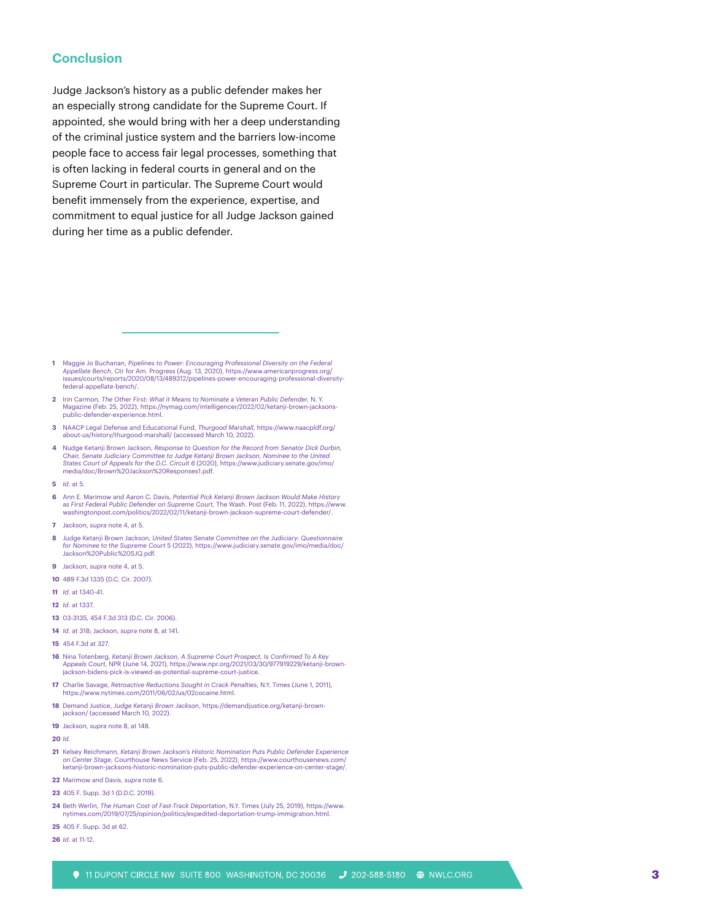## Conclusion

Judge Jackson's history as a public defender makes her an especially strong candidate for the Supreme Court. If appointed, she would bring with her a deep understanding of the criminal justice system and the barriers low-income people face to access fair legal processes, something that is often lacking in federal courts in general and on the Supreme Court in particular. The Supreme Court would benefit immensely from the experience, expertise, and commitment to equal justice for all Judge Jackson gained during her time as a public defender.

---

1. Maggie Jo Buchanan, *Pipelines to Power: Encouraging Professional Diversity on the Federal Appellate Bench*, Ctr for Am. Progress (Aug. 13, 2020), https://www.americanprogress.org/issues/courts/reports/2020/08/13/489312/pipelines-power-encouraging-professional-diversity-federal-appellate-bench/.
2. Irin Carmon, *The Other First: What it Means to Nominate a Veteran Public Defender*, N. Y. Magazine (Feb. 25, 2022), https://nymag.com/intelligencer/2022/02/ketanji-brown-jacksons-public-defender-experience.html.
3. NAACP Legal Defense and Educational Fund, *Thurgood Marshall*, https://www.naacpldf.org/about-us/history/thurgood-marshall/ (accessed March 10, 2022).
4. Nudge Ketanji Brown Jackson, *Response to Question for the Record from Senator Dick Durbin, Chair, Senate Judiciary Committee to Judge Ketanji Brown Jackson, Nominee to the United States Court of Appeals for the D.C. Circuit 6* (2020), https://www.judiciary.senate.gov/imo/media/doc/Brown%20Jackson%20Responses1.pdf.
5. *Id.* at 5.
6. Ann E. Marimow and Aaron C. Davis, *Potential Pick Ketanji Brown Jackson Would Make History as First Federal Public Defender on Supreme Court*, The Wash. Post (Feb. 11, 2022), https://www.washingtonpost.com/politics/2022/02/11/ketanji-brown-jackson-supreme-court-defender/.
7. Jackson, *supra* note 4, at 5.
8. Judge Ketanji Brown Jackson, *United States Senate Committee on the Judiciary: Questionnaire for Nominee to the Supreme Court* 5 (2022), https://www.judiciary.senate.gov/imo/media/doc/Jackson%20Public%20SJQ.pdf.
9. Jackson, *supra* note 4, at 5.
10. 489 F.3d 1335 (D.C. Cir. 2007).
11. *Id.* at 1340-41.
12. *Id.* at 1337.
13. 03-3135, 454 F.3d 313 (D.C. Cir. 2006).
14. *Id.* at 318; Jackson, *supra* note 8, at 141.
15. 454 F.3d at 327.
16. Nina Totenberg, *Ketanji Brown Jackson, A Supreme Court Prospect, Is Confirmed To A Key Appeals Court*, NPR (June 14, 2021), https://www.npr.org/2021/03/30/977919229/ketanji-brown-jackson-bidens-pick-is-viewed-as-potential-supreme-court-justice.
17. Charlie Savage, *Retroactive Reductions Sought in Crack Penalties*, N.Y. Times (June 1, 2011), https://www.nytimes.com/2011/06/02/us/02cocaine.html.
18. Demand Justice, *Judge Ketanji Brown Jackson*, https://demandjustice.org/ketanji-brown-jackson/ (accessed March 10, 2022).
19. Jackson, *supra* note 8, at 148.
20. *Id.*
21. Kelsey Reichmann, *Ketanji Brown Jackson's Historic Nomination Puts Public Defender Experience on Center Stage*, Courthouse News Service (Feb. 25, 2022), https://www.courthousenews.com/ketanji-brown-jacksons-historic-nomination-puts-public-defender-experience-on-center-stage/.
22. Marimow and Davis, *supra* note 6.
23. 405 F. Supp. 3d 1 (D.D.C. 2019).
24. Beth Werlin, *The Human Cost of Fast-Track Deportation*, N.Y. Times (July 25, 2019), https://www.nytimes.com/2019/07/25/opinion/politics/expedited-deportation-trump-immigration.html.
25. 405 F. Supp. 3d at 62.
26. *Id.* at 11-12.

11 DUPONT CIRCLE NW SUITE 800 WASHINGTON, DC 20036 202-588-5180 NWLC.ORG